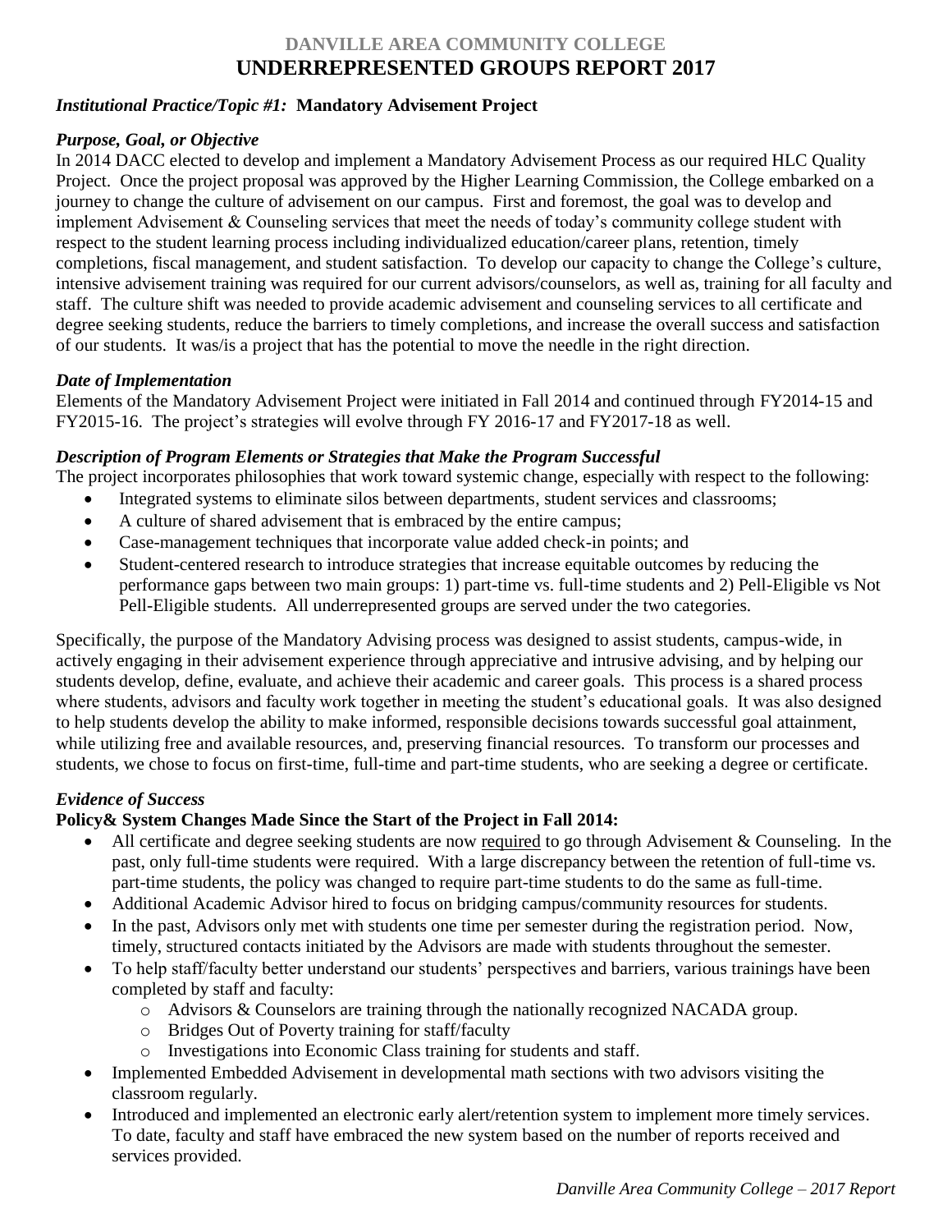# DANVILLE AREA COMMUNITY COLLEGE
# UNDERREPRESENTED GROUPS REPORT 2017

***Institutional Practice/Topic #1:*** **Mandatory Advisement Project**

### *Purpose, Goal, or Objective*

In 2014 DACC elected to develop and implement a Mandatory Advisement Process as our required HLC Quality Project. Once the project proposal was approved by the Higher Learning Commission, the College embarked on a journey to change the culture of advisement on our campus. First and foremost, the goal was to develop and implement Advisement & Counseling services that meet the needs of today's community college student with respect to the student learning process including individualized education/career plans, retention, timely completions, fiscal management, and student satisfaction. To develop our capacity to change the College's culture, intensive advisement training was required for our current advisors/counselors, as well as, training for all faculty and staff. The culture shift was needed to provide academic advisement and counseling services to all certificate and degree seeking students, reduce the barriers to timely completions, and increase the overall success and satisfaction of our students. It was/is a project that has the potential to move the needle in the right direction.

### *Date of Implementation*

Elements of the Mandatory Advisement Project were initiated in Fall 2014 and continued through FY2014-15 and FY2015-16. The project's strategies will evolve through FY 2016-17 and FY2017-18 as well.

### *Description of Program Elements or Strategies that Make the Program Successful*

The project incorporates philosophies that work toward systemic change, especially with respect to the following:

- Integrated systems to eliminate silos between departments, student services and classrooms;
- A culture of shared advisement that is embraced by the entire campus;
- Case-management techniques that incorporate value added check-in points; and
- Student-centered research to introduce strategies that increase equitable outcomes by reducing the performance gaps between two main groups: 1) part-time vs. full-time students and 2) Pell-Eligible vs Not Pell-Eligible students. All underrepresented groups are served under the two categories.

Specifically, the purpose of the Mandatory Advising process was designed to assist students, campus-wide, in actively engaging in their advisement experience through appreciative and intrusive advising, and by helping our students develop, define, evaluate, and achieve their academic and career goals. This process is a shared process where students, advisors and faculty work together in meeting the student's educational goals. It was also designed to help students develop the ability to make informed, responsible decisions towards successful goal attainment, while utilizing free and available resources, and, preserving financial resources. To transform our processes and students, we chose to focus on first-time, full-time and part-time students, who are seeking a degree or certificate.

### *Evidence of Success*

**Policy& System Changes Made Since the Start of the Project in Fall 2014:**

- All certificate and degree seeking students are now required to go through Advisement & Counseling. In the past, only full-time students were required. With a large discrepancy between the retention of full-time vs. part-time students, the policy was changed to require part-time students to do the same as full-time.
- Additional Academic Advisor hired to focus on bridging campus/community resources for students.
- In the past, Advisors only met with students one time per semester during the registration period. Now, timely, structured contacts initiated by the Advisors are made with students throughout the semester.
- To help staff/faculty better understand our students' perspectives and barriers, various trainings have been completed by staff and faculty:
  - Advisors & Counselors are training through the nationally recognized NACADA group.
  - Bridges Out of Poverty training for staff/faculty
  - Investigations into Economic Class training for students and staff.
- Implemented Embedded Advisement in developmental math sections with two advisors visiting the classroom regularly.
- Introduced and implemented an electronic early alert/retention system to implement more timely services. To date, faculty and staff have embraced the new system based on the number of reports received and services provided.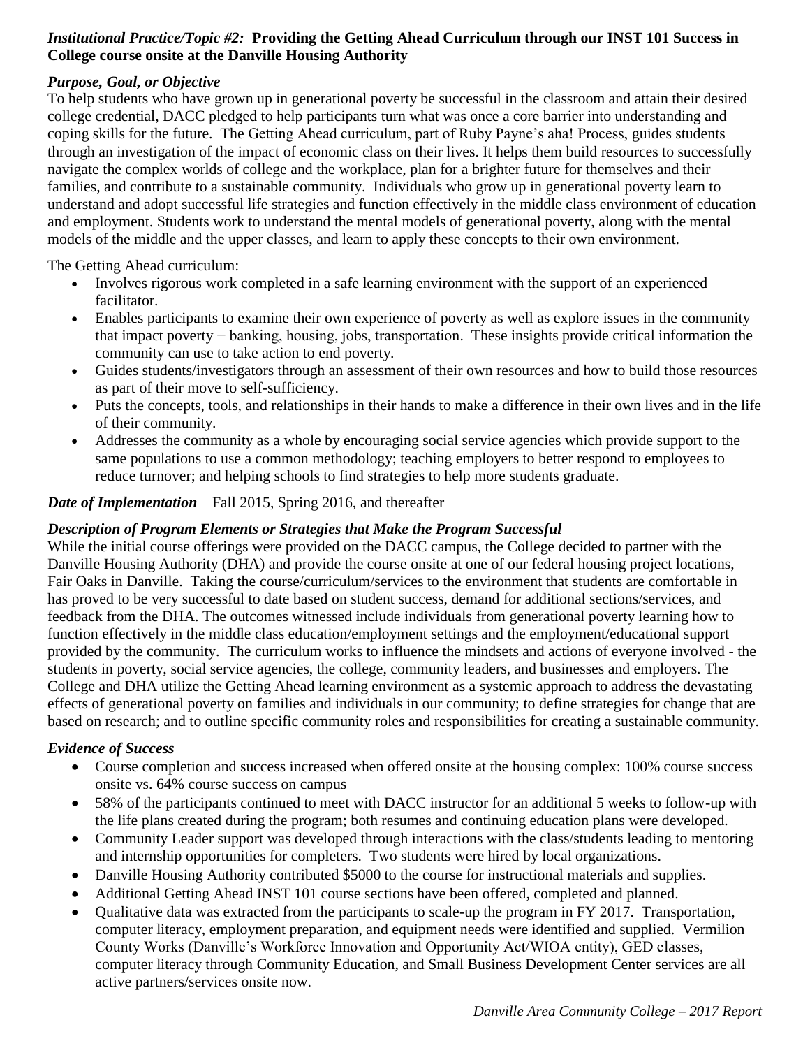***Institutional Practice/Topic #2:* Providing the Getting Ahead Curriculum through our INST 101 Success in College course onsite at the Danville Housing Authority**

***Purpose, Goal, or Objective***

To help students who have grown up in generational poverty be successful in the classroom and attain their desired college credential, DACC pledged to help participants turn what was once a core barrier into understanding and coping skills for the future. The Getting Ahead curriculum, part of Ruby Payne's aha! Process, guides students through an investigation of the impact of economic class on their lives. It helps them build resources to successfully navigate the complex worlds of college and the workplace, plan for a brighter future for themselves and their families, and contribute to a sustainable community. Individuals who grow up in generational poverty learn to understand and adopt successful life strategies and function effectively in the middle class environment of education and employment. Students work to understand the mental models of generational poverty, along with the mental models of the middle and the upper classes, and learn to apply these concepts to their own environment.

The Getting Ahead curriculum:

- Involves rigorous work completed in a safe learning environment with the support of an experienced facilitator.
- Enables participants to examine their own experience of poverty as well as explore issues in the community that impact poverty − banking, housing, jobs, transportation. These insights provide critical information the community can use to take action to end poverty.
- Guides students/investigators through an assessment of their own resources and how to build those resources as part of their move to self-sufficiency.
- Puts the concepts, tools, and relationships in their hands to make a difference in their own lives and in the life of their community.
- Addresses the community as a whole by encouraging social service agencies which provide support to the same populations to use a common methodology; teaching employers to better respond to employees to reduce turnover; and helping schools to find strategies to help more students graduate.

***Date of Implementation*** Fall 2015, Spring 2016, and thereafter

***Description of Program Elements or Strategies that Make the Program Successful***

While the initial course offerings were provided on the DACC campus, the College decided to partner with the Danville Housing Authority (DHA) and provide the course onsite at one of our federal housing project locations, Fair Oaks in Danville. Taking the course/curriculum/services to the environment that students are comfortable in has proved to be very successful to date based on student success, demand for additional sections/services, and feedback from the DHA. The outcomes witnessed include individuals from generational poverty learning how to function effectively in the middle class education/employment settings and the employment/educational support provided by the community. The curriculum works to influence the mindsets and actions of everyone involved - the students in poverty, social service agencies, the college, community leaders, and businesses and employers. The College and DHA utilize the Getting Ahead learning environment as a systemic approach to address the devastating effects of generational poverty on families and individuals in our community; to define strategies for change that are based on research; and to outline specific community roles and responsibilities for creating a sustainable community.

***Evidence of Success***

- Course completion and success increased when offered onsite at the housing complex: 100% course success onsite vs. 64% course success on campus
- 58% of the participants continued to meet with DACC instructor for an additional 5 weeks to follow-up with the life plans created during the program; both resumes and continuing education plans were developed.
- Community Leader support was developed through interactions with the class/students leading to mentoring and internship opportunities for completers. Two students were hired by local organizations.
- Danville Housing Authority contributed $5000 to the course for instructional materials and supplies.
- Additional Getting Ahead INST 101 course sections have been offered, completed and planned.
- Qualitative data was extracted from the participants to scale-up the program in FY 2017. Transportation, computer literacy, employment preparation, and equipment needs were identified and supplied. Vermilion County Works (Danville's Workforce Innovation and Opportunity Act/WIOA entity), GED classes, computer literacy through Community Education, and Small Business Development Center services are all active partners/services onsite now.